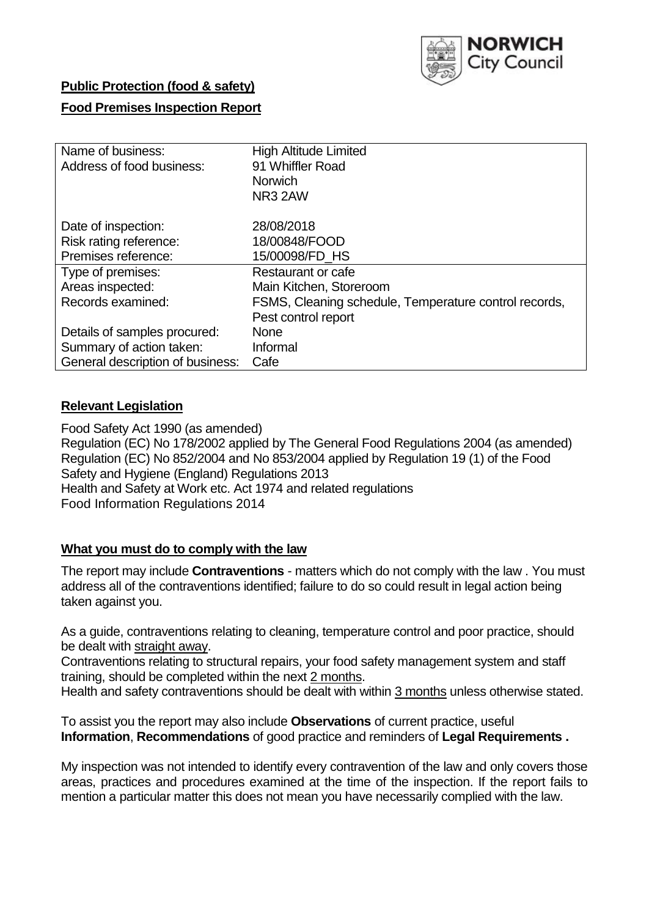**Public Protection (food & safety)**

**Food Premises Inspection Report**

| Name of business: | High Altitude Limited |
| --- | --- |
| Address of food business: | 91 Whiffler Road<br>Norwich<br>NR3 2AW |
| Date of inspection: | 28/08/2018 |
| Risk rating reference: | 18/00848/FOOD |
| Premises reference: | 15/00098/FD_HS |
| Type of premises: | Restaurant or cafe |
| Areas inspected: | Main Kitchen, Storeroom |
| Records examined: | FSMS, Cleaning schedule, Temperature control records, Pest control report |
| Details of samples procured: | None |
| Summary of action taken: | Informal |
| General description of business: | Cafe |

## Relevant Legislation

Food Safety Act 1990 (as amended)
Regulation (EC) No 178/2002 applied by The General Food Regulations 2004 (as amended)
Regulation (EC) No 852/2004 and No 853/2004 applied by Regulation 19 (1) of the Food Safety and Hygiene (England) Regulations 2013
Health and Safety at Work etc. Act 1974 and related regulations
Food Information Regulations 2014

## What you must do to comply with the law

The report may include **Contraventions** - matters which do not comply with the law . You must address all of the contraventions identified; failure to do so could result in legal action being taken against you.

As a guide, contraventions relating to cleaning, temperature control and poor practice, should be dealt with straight away.
Contraventions relating to structural repairs, your food safety management system and staff training, should be completed within the next 2 months.
Health and safety contraventions should be dealt with within 3 months unless otherwise stated.

To assist you the report may also include **Observations** of current practice, useful **Information**, **Recommendations** of good practice and reminders of **Legal Requirements .**

My inspection was not intended to identify every contravention of the law and only covers those areas, practices and procedures examined at the time of the inspection. If the report fails to mention a particular matter this does not mean you have necessarily complied with the law.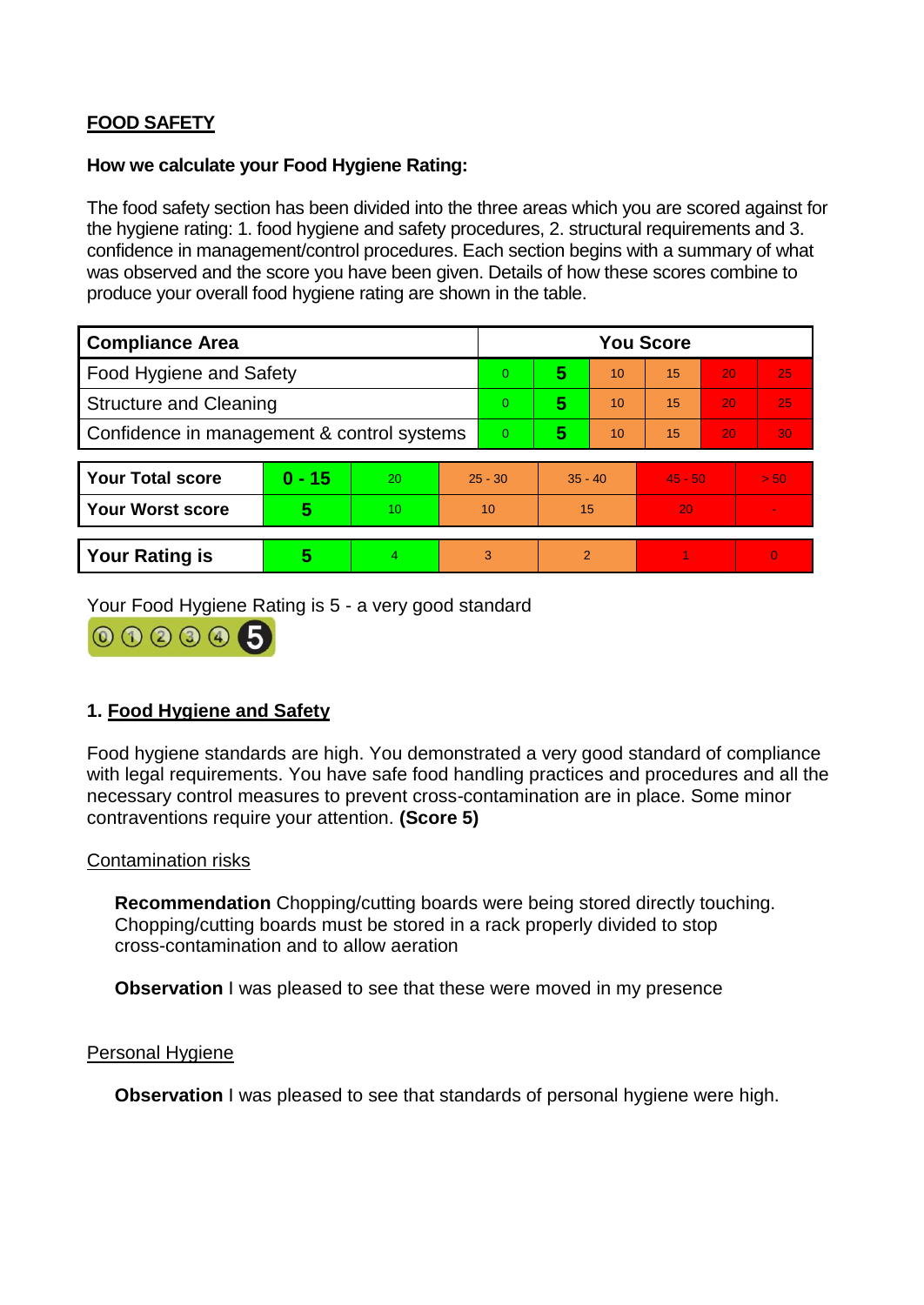**FOOD SAFETY**

**How we calculate your Food Hygiene Rating:**

The food safety section has been divided into the three areas which you are scored against for the hygiene rating: 1. food hygiene and safety procedures, 2. structural requirements and 3. confidence in management/control procedures. Each section begins with a summary of what was observed and the score you have been given. Details of how these scores combine to produce your overall food hygiene rating are shown in the table.

| Compliance Area | You Score | | | | | |
|---|---|---|---|---|---|---|
| Food Hygiene and Safety | 0 | **5** | 10 | 15 | 20 | 25 |
| Structure and Cleaning | 0 | **5** | 10 | 15 | 20 | 25 |
| Confidence in management & control systems | 0 | **5** | 10 | 15 | 20 | 30 |

| | | | | | | |
|---|---|---|---|---|---|---|
| **Your Total score** | **0 - 15** | 20 | 25 - 30 | 35 - 40 | 45 - 50 | > 50 |
| **Your Worst score** | **5** | 10 | 10 | 15 | 20 | - |
| **Your Rating is** | **5** | 4 | 3 | 2 | 1 | 0 |

Your Food Hygiene Rating is 5 - a very good standard

## 1. Food Hygiene and Safety

Food hygiene standards are high. You demonstrated a very good standard of compliance with legal requirements. You have safe food handling practices and procedures and all the necessary control measures to prevent cross-contamination are in place. Some minor contraventions require your attention. **(Score 5)**

Contamination risks

**Recommendation** Chopping/cutting boards were being stored directly touching. Chopping/cutting boards must be stored in a rack properly divided to stop cross-contamination and to allow aeration

**Observation** I was pleased to see that these were moved in my presence

Personal Hygiene

**Observation** I was pleased to see that standards of personal hygiene were high.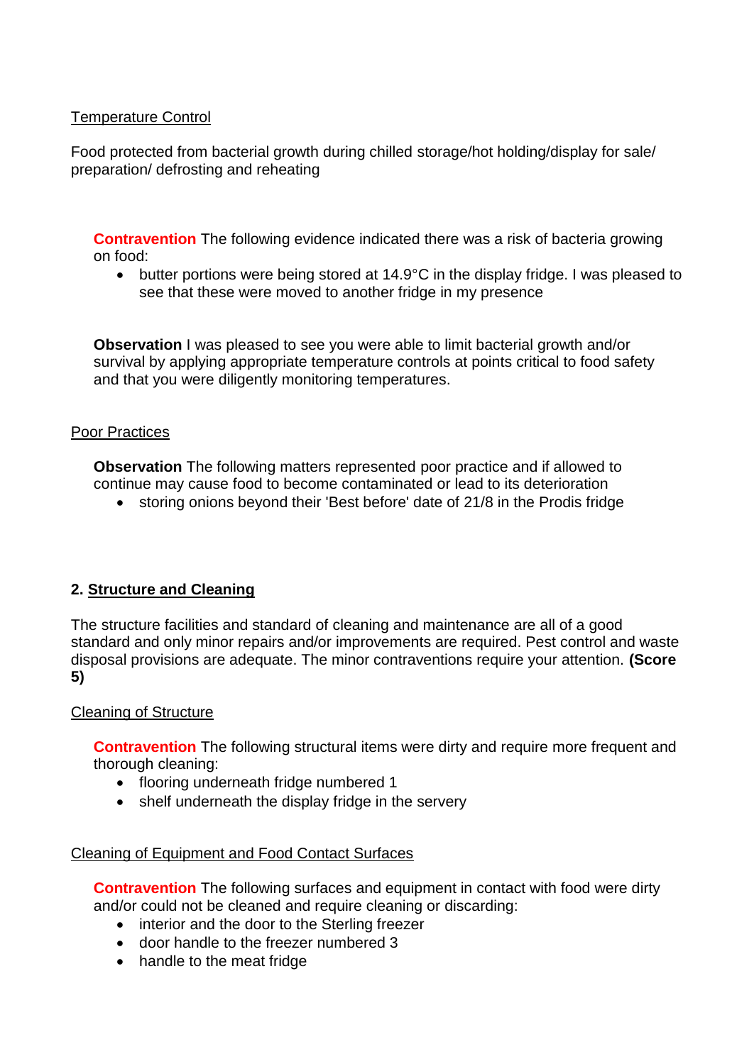Temperature Control

Food protected from bacterial growth during chilled storage/hot holding/display for sale/ preparation/ defrosting and reheating

**Contravention** The following evidence indicated there was a risk of bacteria growing on food:

- butter portions were being stored at 14.9°C in the display fridge. I was pleased to see that these were moved to another fridge in my presence

**Observation** I was pleased to see you were able to limit bacterial growth and/or survival by applying appropriate temperature controls at points critical to food safety and that you were diligently monitoring temperatures.

Poor Practices

**Observation** The following matters represented poor practice and if allowed to continue may cause food to become contaminated or lead to its deterioration

- storing onions beyond their 'Best before' date of 21/8 in the Prodis fridge

## 2. Structure and Cleaning

The structure facilities and standard of cleaning and maintenance are all of a good standard and only minor repairs and/or improvements are required. Pest control and waste disposal provisions are adequate. The minor contraventions require your attention. **(Score 5)**

Cleaning of Structure

**Contravention** The following structural items were dirty and require more frequent and thorough cleaning:

- flooring underneath fridge numbered 1
- shelf underneath the display fridge in the servery

Cleaning of Equipment and Food Contact Surfaces

**Contravention** The following surfaces and equipment in contact with food were dirty and/or could not be cleaned and require cleaning or discarding:

- interior and the door to the Sterling freezer
- door handle to the freezer numbered 3
- handle to the meat fridge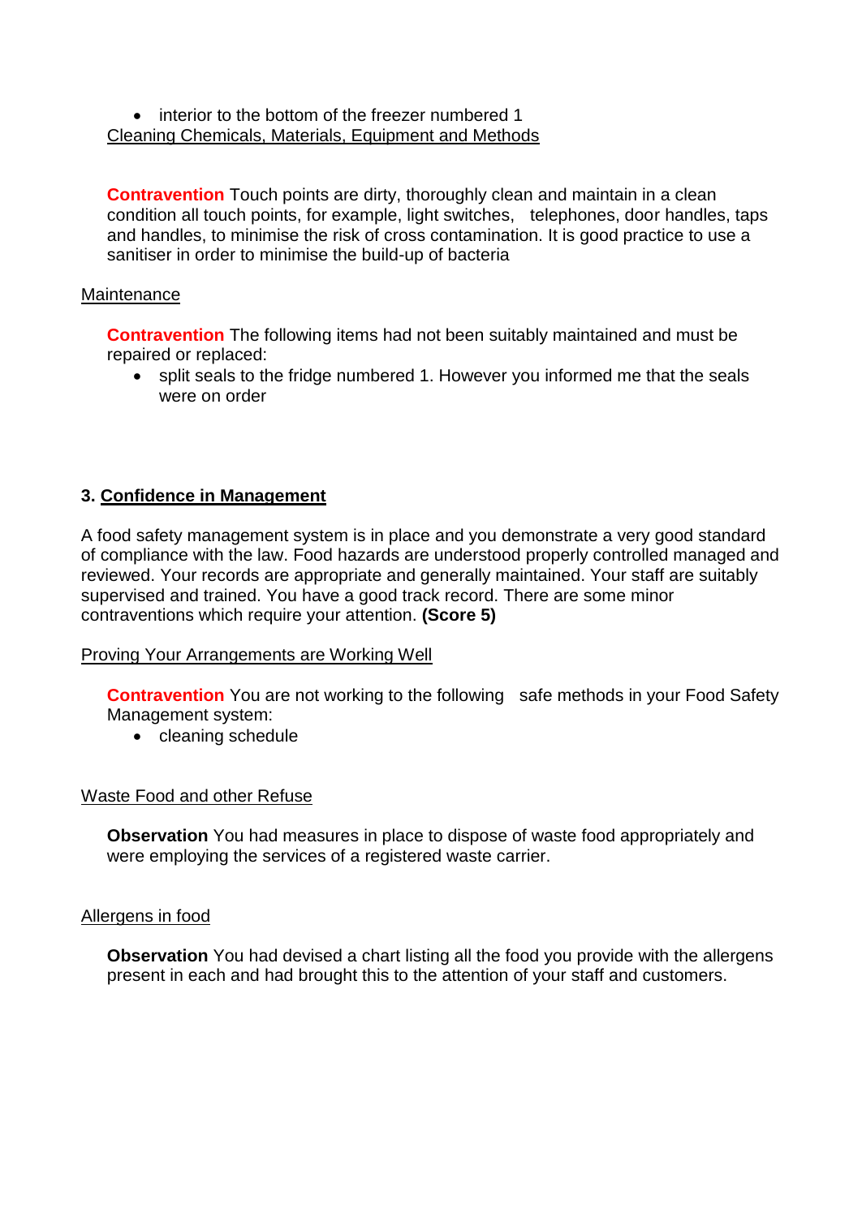- interior to the bottom of the freezer numbered 1

Cleaning Chemicals, Materials, Equipment and Methods

**Contravention** Touch points are dirty, thoroughly clean and maintain in a clean condition all touch points, for example, light switches, telephones, door handles, taps and handles, to minimise the risk of cross contamination. It is good practice to use a sanitiser in order to minimise the build-up of bacteria

Maintenance

**Contravention** The following items had not been suitably maintained and must be repaired or replaced:

- split seals to the fridge numbered 1. However you informed me that the seals were on order

### 3. Confidence in Management

A food safety management system is in place and you demonstrate a very good standard of compliance with the law. Food hazards are understood properly controlled managed and reviewed. Your records are appropriate and generally maintained. Your staff are suitably supervised and trained. You have a good track record. There are some minor contraventions which require your attention. **(Score 5)**

Proving Your Arrangements are Working Well

**Contravention** You are not working to the following safe methods in your Food Safety Management system:

- cleaning schedule

Waste Food and other Refuse

**Observation** You had measures in place to dispose of waste food appropriately and were employing the services of a registered waste carrier.

Allergens in food

**Observation** You had devised a chart listing all the food you provide with the allergens present in each and had brought this to the attention of your staff and customers.